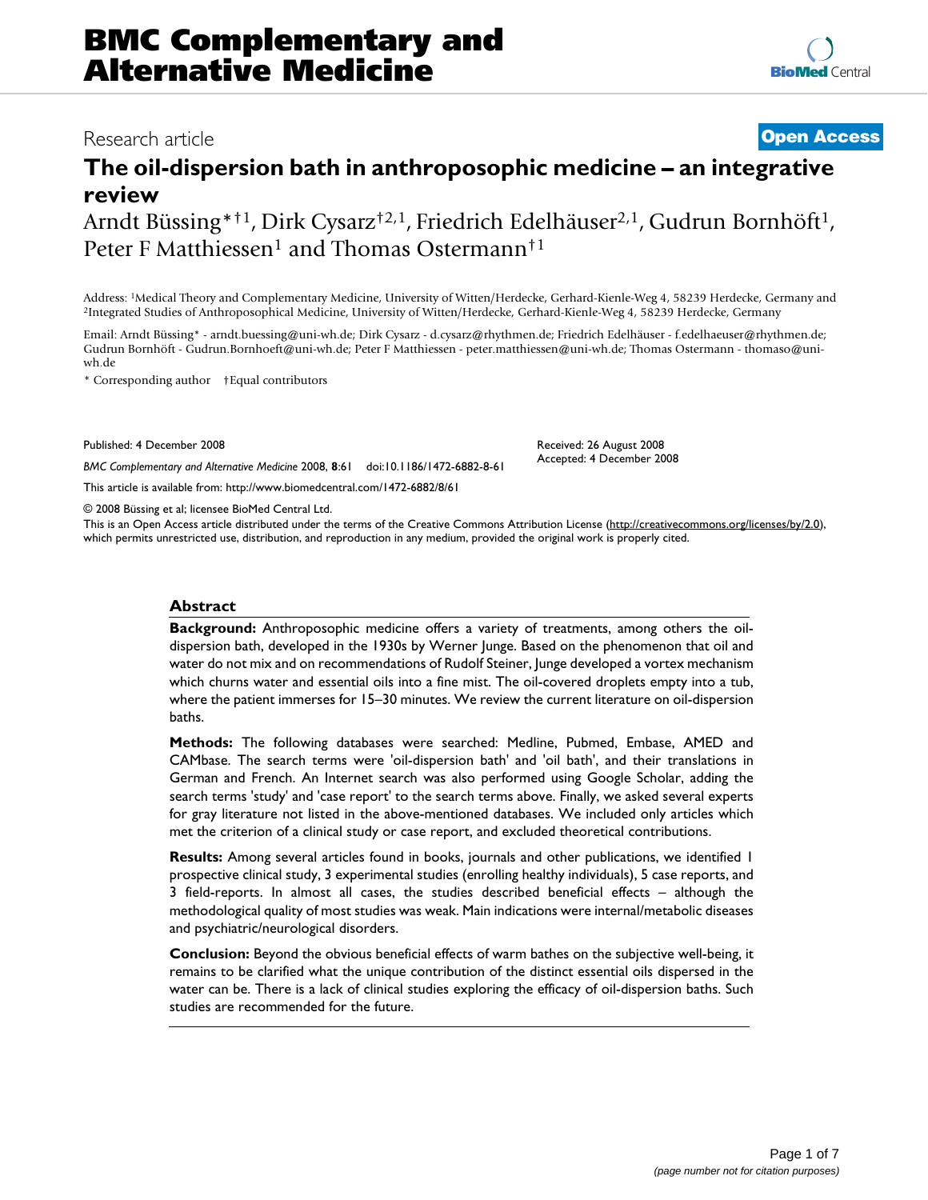BMC Complementary and Alternative Medicine

Research article

**Open Access**

# The oil-dispersion bath in anthroposophic medicine – an integrative review

Arndt Büssing*†[1], Dirk Cysarz†[2,1], Friedrich Edelhäuser[2,1], Gudrun Bornhöft[1], Peter F Matthiessen[1] and Thomas Ostermann†[1]

Address: [1]Medical Theory and Complementary Medicine, University of Witten/Herdecke, Gerhard-Kienle-Weg 4, 58239 Herdecke, Germany and [2]Integrated Studies of Anthroposophical Medicine, University of Witten/Herdecke, Gerhard-Kienle-Weg 4, 58239 Herdecke, Germany

Email: Arndt Büssing* - arndt.buessing@uni-wh.de; Dirk Cysarz - d.cysarz@rhythmen.de; Friedrich Edelhäuser - f.edelhaeuser@rhythmen.de; Gudrun Bornhöft - Gudrun.Bornhoeft@uni-wh.de; Peter F Matthiessen - peter.matthiessen@uni-wh.de; Thomas Ostermann - thomaso@uni-wh.de

\* Corresponding author †Equal contributors

Published: 4 December 2008

Received: 26 August 2008

Accepted: 4 December 2008

*BMC Complementary and Alternative Medicine* 2008, **8**:61 doi:10.1186/1472-6882-8-61

This article is available from: http://www.biomedcentral.com/1472-6882/8/61

© 2008 Büssing et al; licensee BioMed Central Ltd.

This is an Open Access article distributed under the terms of the Creative Commons Attribution License (http://creativecommons.org/licenses/by/2.0), which permits unrestricted use, distribution, and reproduction in any medium, provided the original work is properly cited.

## Abstract

**Background:** Anthroposophic medicine offers a variety of treatments, among others the oil-dispersion bath, developed in the 1930s by Werner Junge. Based on the phenomenon that oil and water do not mix and on recommendations of Rudolf Steiner, Junge developed a vortex mechanism which churns water and essential oils into a fine mist. The oil-covered droplets empty into a tub, where the patient immerses for 15–30 minutes. We review the current literature on oil-dispersion baths.

**Methods:** The following databases were searched: Medline, Pubmed, Embase, AMED and CAMbase. The search terms were 'oil-dispersion bath' and 'oil bath', and their translations in German and French. An Internet search was also performed using Google Scholar, adding the search terms 'study' and 'case report' to the search terms above. Finally, we asked several experts for gray literature not listed in the above-mentioned databases. We included only articles which met the criterion of a clinical study or case report, and excluded theoretical contributions.

**Results:** Among several articles found in books, journals and other publications, we identified 1 prospective clinical study, 3 experimental studies (enrolling healthy individuals), 5 case reports, and 3 field-reports. In almost all cases, the studies described beneficial effects – although the methodological quality of most studies was weak. Main indications were internal/metabolic diseases and psychiatric/neurological disorders.

**Conclusion:** Beyond the obvious beneficial effects of warm bathes on the subjective well-being, it remains to be clarified what the unique contribution of the distinct essential oils dispersed in the water can be. There is a lack of clinical studies exploring the efficacy of oil-dispersion baths. Such studies are recommended for the future.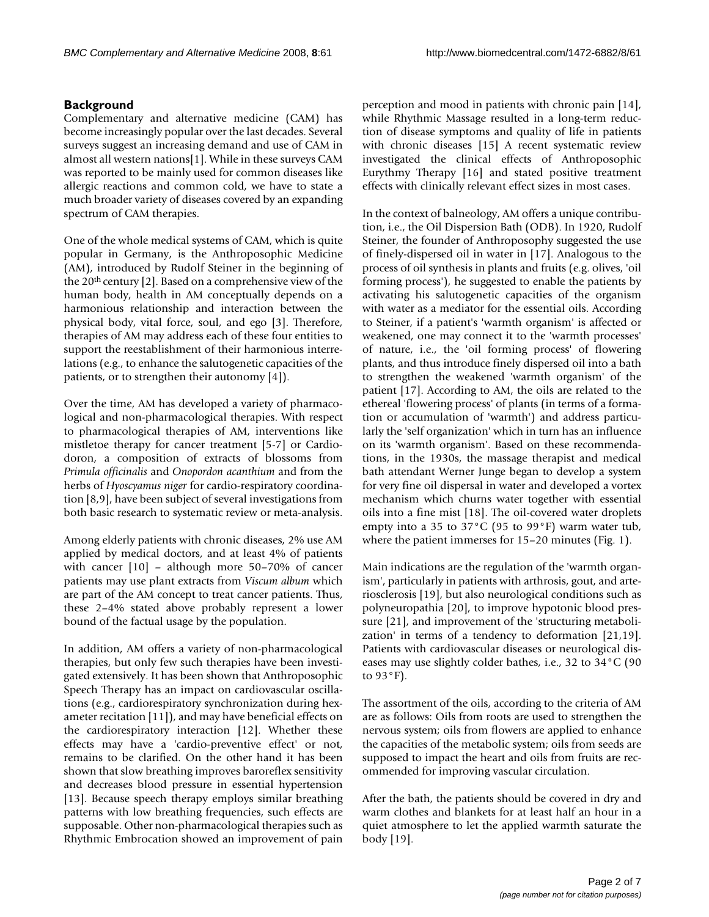## Background

Complementary and alternative medicine (CAM) has become increasingly popular over the last decades. Several surveys suggest an increasing demand and use of CAM in almost all western nations[1]. While in these surveys CAM was reported to be mainly used for common diseases like allergic reactions and common cold, we have to state a much broader variety of diseases covered by an expanding spectrum of CAM therapies.

One of the whole medical systems of CAM, which is quite popular in Germany, is the Anthroposophic Medicine (AM), introduced by Rudolf Steiner in the beginning of the 20th century [2]. Based on a comprehensive view of the human body, health in AM conceptually depends on a harmonious relationship and interaction between the physical body, vital force, soul, and ego [3]. Therefore, therapies of AM may address each of these four entities to support the reestablishment of their harmonious interrelations (e.g., to enhance the salutogenetic capacities of the patients, or to strengthen their autonomy [4]).

Over the time, AM has developed a variety of pharmacological and non-pharmacological therapies. With respect to pharmacological therapies of AM, interventions like mistletoe therapy for cancer treatment [5-7] or Cardiodoron, a composition of extracts of blossoms from *Primula officinalis* and *Onopordon acanthium* and from the herbs of *Hyoscyamus niger* for cardio-respiratory coordination [8,9], have been subject of several investigations from both basic research to systematic review or meta-analysis.

Among elderly patients with chronic diseases, 2% use AM applied by medical doctors, and at least 4% of patients with cancer [10] – although more 50–70% of cancer patients may use plant extracts from *Viscum album* which are part of the AM concept to treat cancer patients. Thus, these 2–4% stated above probably represent a lower bound of the factual usage by the population.

In addition, AM offers a variety of non-pharmacological therapies, but only few such therapies have been investigated extensively. It has been shown that Anthroposophic Speech Therapy has an impact on cardiovascular oscillations (e.g., cardiorespiratory synchronization during hexameter recitation [11]), and may have beneficial effects on the cardiorespiratory interaction [12]. Whether these effects may have a 'cardio-preventive effect' or not, remains to be clarified. On the other hand it has been shown that slow breathing improves baroreflex sensitivity and decreases blood pressure in essential hypertension [13]. Because speech therapy employs similar breathing patterns with low breathing frequencies, such effects are supposable. Other non-pharmacological therapies such as Rhythmic Embrocation showed an improvement of pain perception and mood in patients with chronic pain [14], while Rhythmic Massage resulted in a long-term reduction of disease symptoms and quality of life in patients with chronic diseases [15] A recent systematic review investigated the clinical effects of Anthroposophic Eurythmy Therapy [16] and stated positive treatment effects with clinically relevant effect sizes in most cases.

In the context of balneology, AM offers a unique contribution, i.e., the Oil Dispersion Bath (ODB). In 1920, Rudolf Steiner, the founder of Anthroposophy suggested the use of finely-dispersed oil in water in [17]. Analogous to the process of oil synthesis in plants and fruits (e.g. olives, 'oil forming process'), he suggested to enable the patients by activating his salutogenetic capacities of the organism with water as a mediator for the essential oils. According to Steiner, if a patient's 'warmth organism' is affected or weakened, one may connect it to the 'warmth processes' of nature, i.e., the 'oil forming process' of flowering plants, and thus introduce finely dispersed oil into a bath to strengthen the weakened 'warmth organism' of the patient [17]. According to AM, the oils are related to the ethereal 'flowering process' of plants (in terms of a formation or accumulation of 'warmth') and address particularly the 'self organization' which in turn has an influence on its 'warmth organism'. Based on these recommendations, in the 1930s, the massage therapist and medical bath attendant Werner Junge began to develop a system for very fine oil dispersal in water and developed a vortex mechanism which churns water together with essential oils into a fine mist [18]. The oil-covered water droplets empty into a 35 to 37°C (95 to 99°F) warm water tub, where the patient immerses for 15–20 minutes (Fig. 1).

Main indications are the regulation of the 'warmth organism', particularly in patients with arthrosis, gout, and arteriosclerosis [19], but also neurological conditions such as polyneuropathia [20], to improve hypotonic blood pressure [21], and improvement of the 'structuring metabolization' in terms of a tendency to deformation [21,19]. Patients with cardiovascular diseases or neurological diseases may use slightly colder bathes, i.e., 32 to 34°C (90 to 93°F).

The assortment of the oils, according to the criteria of AM are as follows: Oils from roots are used to strengthen the nervous system; oils from flowers are applied to enhance the capacities of the metabolic system; oils from seeds are supposed to impact the heart and oils from fruits are recommended for improving vascular circulation.

After the bath, the patients should be covered in dry and warm clothes and blankets for at least half an hour in a quiet atmosphere to let the applied warmth saturate the body [19].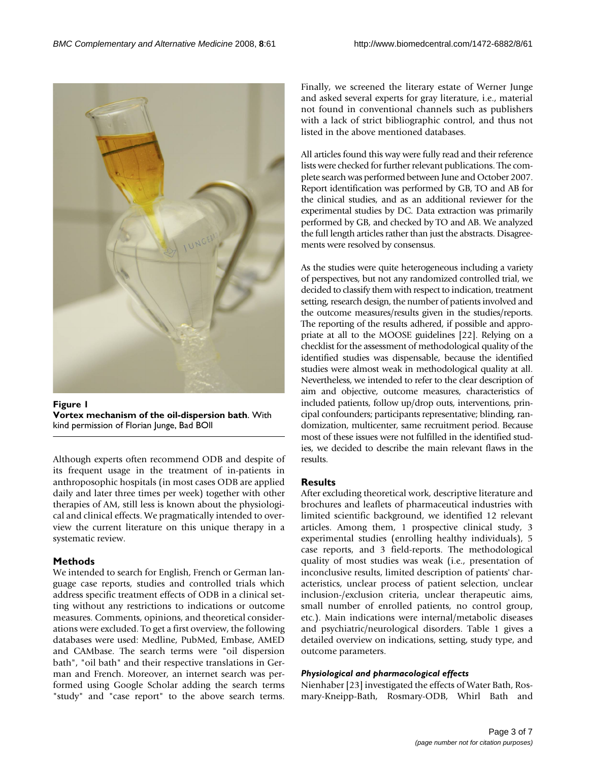**Figure 1**
**Vortex mechanism of the oil-dispersion bath**. With kind permission of Florian Junge, Bad BOll

Although experts often recommend ODB and despite of its frequent usage in the treatment of in-patients in anthroposophic hospitals (in most cases ODB are applied daily and later three times per week) together with other therapies of AM, still less is known about the physiological and clinical effects. We pragmatically intended to overview the current literature on this unique therapy in a systematic review.

## Methods

We intended to search for English, French or German language case reports, studies and controlled trials which address specific treatment effects of ODB in a clinical setting without any restrictions to indications or outcome measures. Comments, opinions, and theoretical considerations were excluded. To get a first overview, the following databases were used: Medline, PubMed, Embase, AMED and CAMbase. The search terms were "oil dispersion bath", "oil bath" and their respective translations in German and French. Moreover, an internet search was performed using Google Scholar adding the search terms "study" and "case report" to the above search terms. Finally, we screened the literary estate of Werner Junge and asked several experts for gray literature, i.e., material not found in conventional channels such as publishers with a lack of strict bibliographic control, and thus not listed in the above mentioned databases.

All articles found this way were fully read and their reference lists were checked for further relevant publications. The complete search was performed between June and October 2007. Report identification was performed by GB, TO and AB for the clinical studies, and as an additional reviewer for the experimental studies by DC. Data extraction was primarily performed by GB, and checked by TO and AB. We analyzed the full length articles rather than just the abstracts. Disagreements were resolved by consensus.

As the studies were quite heterogeneous including a variety of perspectives, but not any randomized controlled trial, we decided to classify them with respect to indication, treatment setting, research design, the number of patients involved and the outcome measures/results given in the studies/reports. The reporting of the results adhered, if possible and appropriate at all to the MOOSE guidelines [22]. Relying on a checklist for the assessment of methodological quality of the identified studies was dispensable, because the identified studies were almost weak in methodological quality at all. Nevertheless, we intended to refer to the clear description of aim and objective, outcome measures, characteristics of included patients, follow up/drop outs, interventions, principal confounders; participants representative; blinding, randomization, multicenter, same recruitment period. Because most of these issues were not fulfilled in the identified studies, we decided to describe the main relevant flaws in the results.

## Results

After excluding theoretical work, descriptive literature and brochures and leaflets of pharmaceutical industries with limited scientific background, we identified 12 relevant articles. Among them, 1 prospective clinical study, 3 experimental studies (enrolling healthy individuals), 5 case reports, and 3 field-reports. The methodological quality of most studies was weak (i.e., presentation of inconclusive results, limited description of patients' characteristics, unclear process of patient selection, unclear inclusion-/exclusion criteria, unclear therapeutic aims, small number of enrolled patients, no control group, etc.). Main indications were internal/metabolic diseases and psychiatric/neurological disorders. Table 1 gives a detailed overview on indications, setting, study type, and outcome parameters.

### *Physiological and pharmacological effects*

Nienhaber [23] investigated the effects of Water Bath, Rosmary-Kneipp-Bath, Rosmary-ODB, Whirl Bath and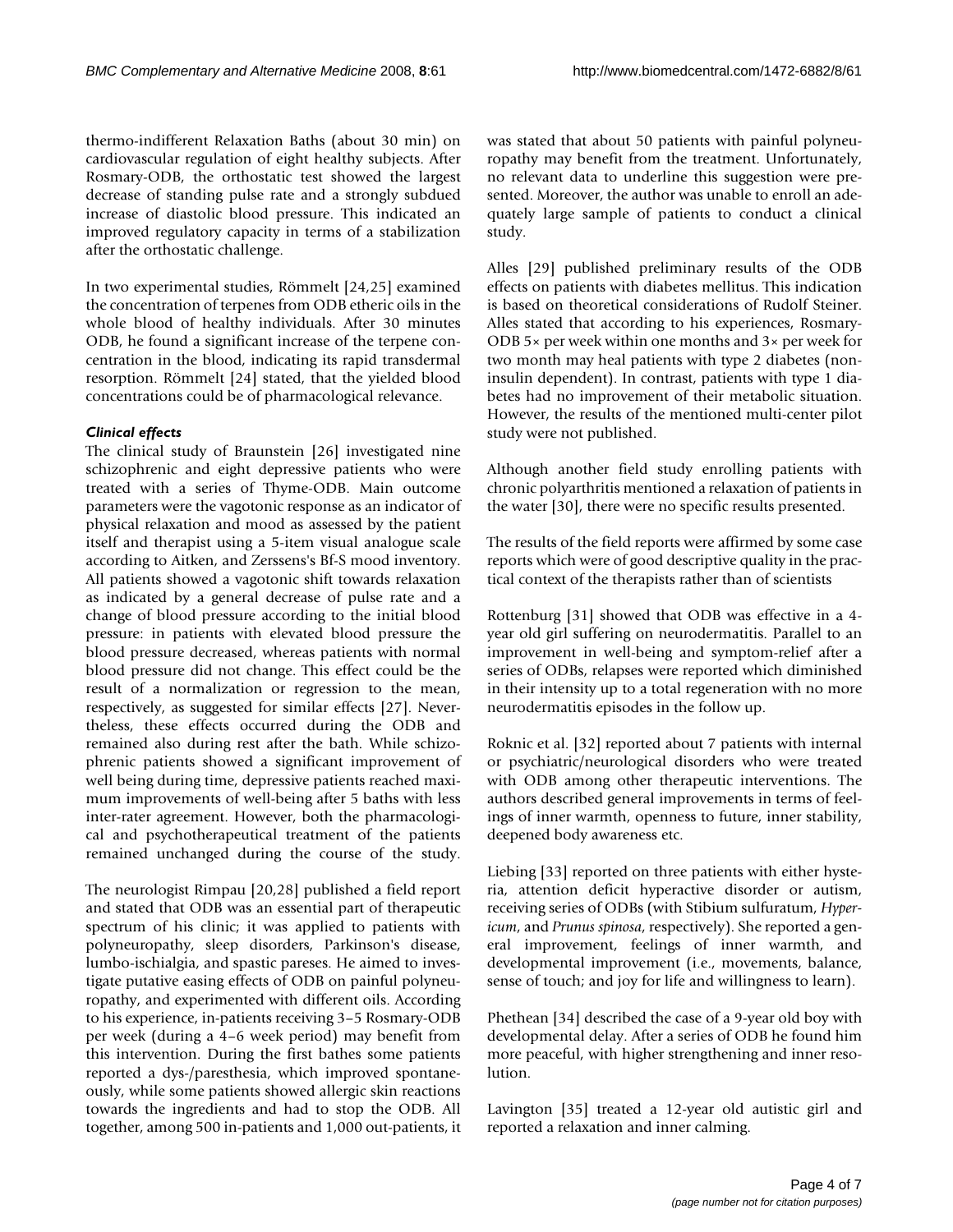thermo-indifferent Relaxation Baths (about 30 min) on cardiovascular regulation of eight healthy subjects. After Rosmary-ODB, the orthostatic test showed the largest decrease of standing pulse rate and a strongly subdued increase of diastolic blood pressure. This indicated an improved regulatory capacity in terms of a stabilization after the orthostatic challenge.

In two experimental studies, Römmelt [24,25] examined the concentration of terpenes from ODB etheric oils in the whole blood of healthy individuals. After 30 minutes ODB, he found a significant increase of the terpene concentration in the blood, indicating its rapid transdermal resorption. Römmelt [24] stated, that the yielded blood concentrations could be of pharmacological relevance.

### *Clinical effects*

The clinical study of Braunstein [26] investigated nine schizophrenic and eight depressive patients who were treated with a series of Thyme-ODB. Main outcome parameters were the vagotonic response as an indicator of physical relaxation and mood as assessed by the patient itself and therapist using a 5-item visual analogue scale according to Aitken, and Zerssens's Bf-S mood inventory. All patients showed a vagotonic shift towards relaxation as indicated by a general decrease of pulse rate and a change of blood pressure according to the initial blood pressure: in patients with elevated blood pressure the blood pressure decreased, whereas patients with normal blood pressure did not change. This effect could be the result of a normalization or regression to the mean, respectively, as suggested for similar effects [27]. Nevertheless, these effects occurred during the ODB and remained also during rest after the bath. While schizophrenic patients showed a significant improvement of well being during time, depressive patients reached maximum improvements of well-being after 5 baths with less inter-rater agreement. However, both the pharmacological and psychotherapeutical treatment of the patients remained unchanged during the course of the study.

The neurologist Rimpau [20,28] published a field report and stated that ODB was an essential part of therapeutic spectrum of his clinic; it was applied to patients with polyneuropathy, sleep disorders, Parkinson's disease, lumbo-ischialgia, and spastic pareses. He aimed to investigate putative easing effects of ODB on painful polyneuropathy, and experimented with different oils. According to his experience, in-patients receiving 3–5 Rosmary-ODB per week (during a 4–6 week period) may benefit from this intervention. During the first bathes some patients reported a dys-/paresthesia, which improved spontaneously, while some patients showed allergic skin reactions towards the ingredients and had to stop the ODB. All together, among 500 in-patients and 1,000 out-patients, it was stated that about 50 patients with painful polyneuropathy may benefit from the treatment. Unfortunately, no relevant data to underline this suggestion were presented. Moreover, the author was unable to enroll an adequately large sample of patients to conduct a clinical study.

Alles [29] published preliminary results of the ODB effects on patients with diabetes mellitus. This indication is based on theoretical considerations of Rudolf Steiner. Alles stated that according to his experiences, Rosmary-ODB 5× per week within one months and 3× per week for two month may heal patients with type 2 diabetes (non-insulin dependent). In contrast, patients with type 1 diabetes had no improvement of their metabolic situation. However, the results of the mentioned multi-center pilot study were not published.

Although another field study enrolling patients with chronic polyarthritis mentioned a relaxation of patients in the water [30], there were no specific results presented.

The results of the field reports were affirmed by some case reports which were of good descriptive quality in the practical context of the therapists rather than of scientists

Rottenburg [31] showed that ODB was effective in a 4-year old girl suffering on neurodermatitis. Parallel to an improvement in well-being and symptom-relief after a series of ODBs, relapses were reported which diminished in their intensity up to a total regeneration with no more neurodermatitis episodes in the follow up.

Roknic et al. [32] reported about 7 patients with internal or psychiatric/neurological disorders who were treated with ODB among other therapeutic interventions. The authors described general improvements in terms of feelings of inner warmth, openness to future, inner stability, deepened body awareness etc.

Liebing [33] reported on three patients with either hysteria, attention deficit hyperactive disorder or autism, receiving series of ODBs (with Stibium sulfuratum, *Hypericum*, and *Prunus spinosa*, respectively). She reported a general improvement, feelings of inner warmth, and developmental improvement (i.e., movements, balance, sense of touch; and joy for life and willingness to learn).

Phethean [34] described the case of a 9-year old boy with developmental delay. After a series of ODB he found him more peaceful, with higher strengthening and inner resolution.

Lavington [35] treated a 12-year old autistic girl and reported a relaxation and inner calming.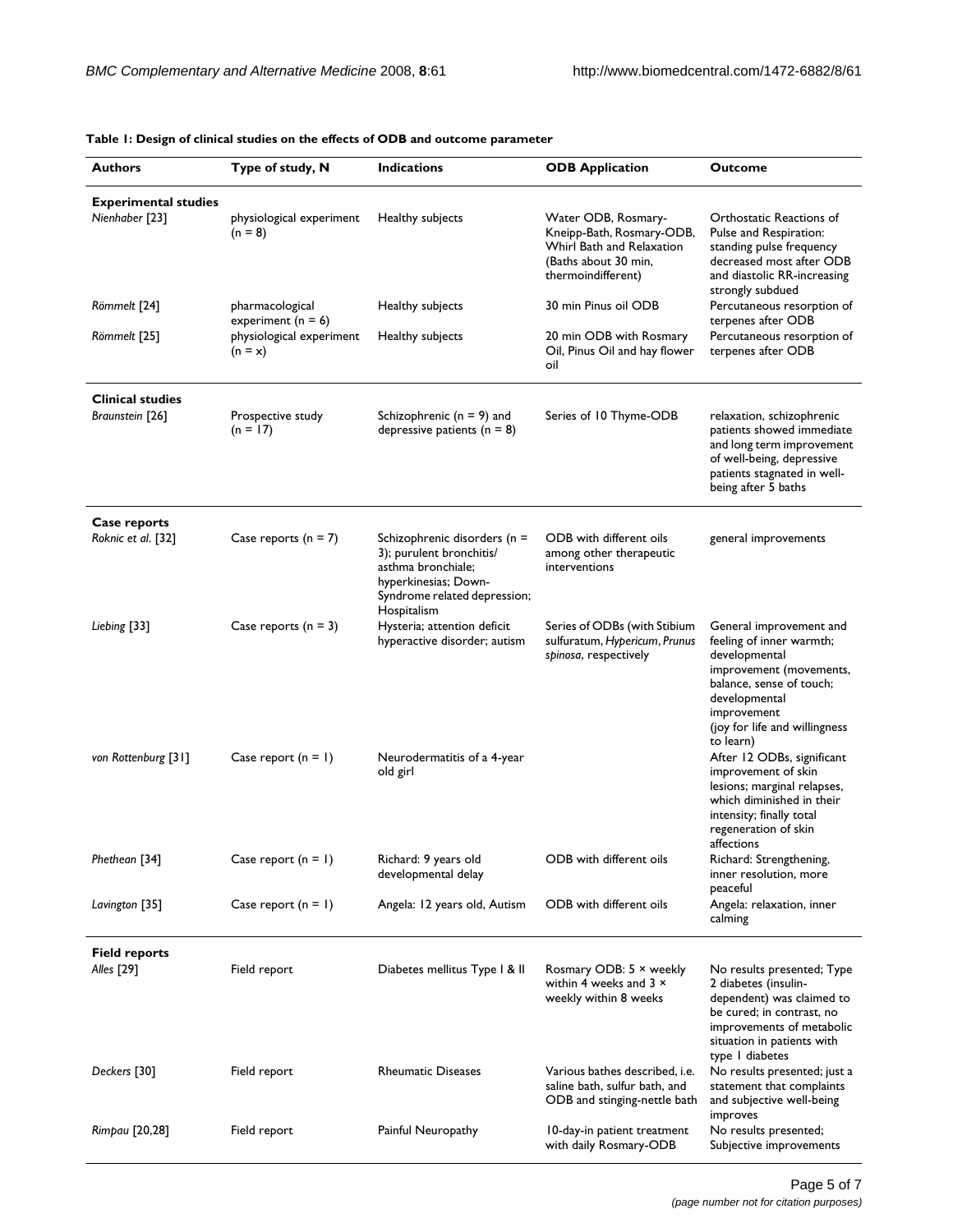**Table 1: Design of clinical studies on the effects of ODB and outcome parameter**

| Authors | Type of study, N | Indications | ODB Application | Outcome |
|---|---|---|---|---|
| **Experimental studies** | | | | |
| *Nienhaber* [23] | physiological experiment (n = 8) | Healthy subjects | Water ODB, Rosmary-Kneipp-Bath, Rosmary-ODB, Whirl Bath and Relaxation (Baths about 30 min, thermoindifferent) | Orthostatic Reactions of Pulse and Respiration: standing pulse frequency decreased most after ODB and diastolic RR-increasing strongly subdued |
| *Römmelt* [24] | pharmacological experiment (n = 6) | Healthy subjects | 30 min Pinus oil ODB | Percutaneous resorption of terpenes after ODB |
| *Römmelt* [25] | physiological experiment (n = x) | Healthy subjects | 20 min ODB with Rosmary Oil, Pinus Oil and hay flower oil | Percutaneous resorption of terpenes after ODB |
| **Clinical studies** | | | | |
| *Braunstein* [26] | Prospective study (n = 17) | Schizophrenic (n = 9) and depressive patients (n = 8) | Series of 10 Thyme-ODB | relaxation, schizophrenic patients showed immediate and long term improvement of well-being, depressive patients stagnated in well-being after 5 baths |
| **Case reports** | | | | |
| *Roknic et al.* [32] | Case reports (n = 7) | Schizophrenic disorders (n = 3); purulent bronchitis/ asthma bronchiale; hyperkinesias; Down-Syndrome related depression; Hospitalism | ODB with different oils among other therapeutic interventions | general improvements |
| *Liebing* [33] | Case reports (n = 3) | Hysteria; attention deficit hyperactive disorder; autism | Series of ODBs (with Stibium sulfuratum, *Hypericum*, *Prunus spinosa*, respectively | General improvement and feeling of inner warmth; developmental improvement (movements, balance, sense of touch; developmental improvement (joy for life and willingness to learn) |
| *von Rottenburg* [31] | Case report (n = 1) | Neurodermatitis of a 4-year old girl | | After 12 ODBs, significant improvement of skin lesions; marginal relapses, which diminished in their intensity; finally total regeneration of skin affections |
| *Phethean* [34] | Case report (n = 1) | Richard: 9 years old developmental delay | ODB with different oils | Richard: Strengthening, inner resolution, more peaceful |
| *Lavington* [35] | Case report (n = 1) | Angela: 12 years old, Autism | ODB with different oils | Angela: relaxation, inner calming |
| **Field reports** | | | | |
| *Alles* [29] | Field report | Diabetes mellitus Type I & II | Rosmary ODB: 5 × weekly within 4 weeks and 3 × weekly within 8 weeks | No results presented; Type 2 diabetes (insulin-dependent) was claimed to be cured; in contrast, no improvements of metabolic situation in patients with type 1 diabetes |
| *Deckers* [30] | Field report | Rheumatic Diseases | Various bathes described, i.e. saline bath, sulfur bath, and ODB and stinging-nettle bath | No results presented; just a statement that complaints and subjective well-being improves |
| *Rimpau* [20,28] | Field report | Painful Neuropathy | 10-day-in patient treatment with daily Rosmary-ODB | No results presented; Subjective improvements |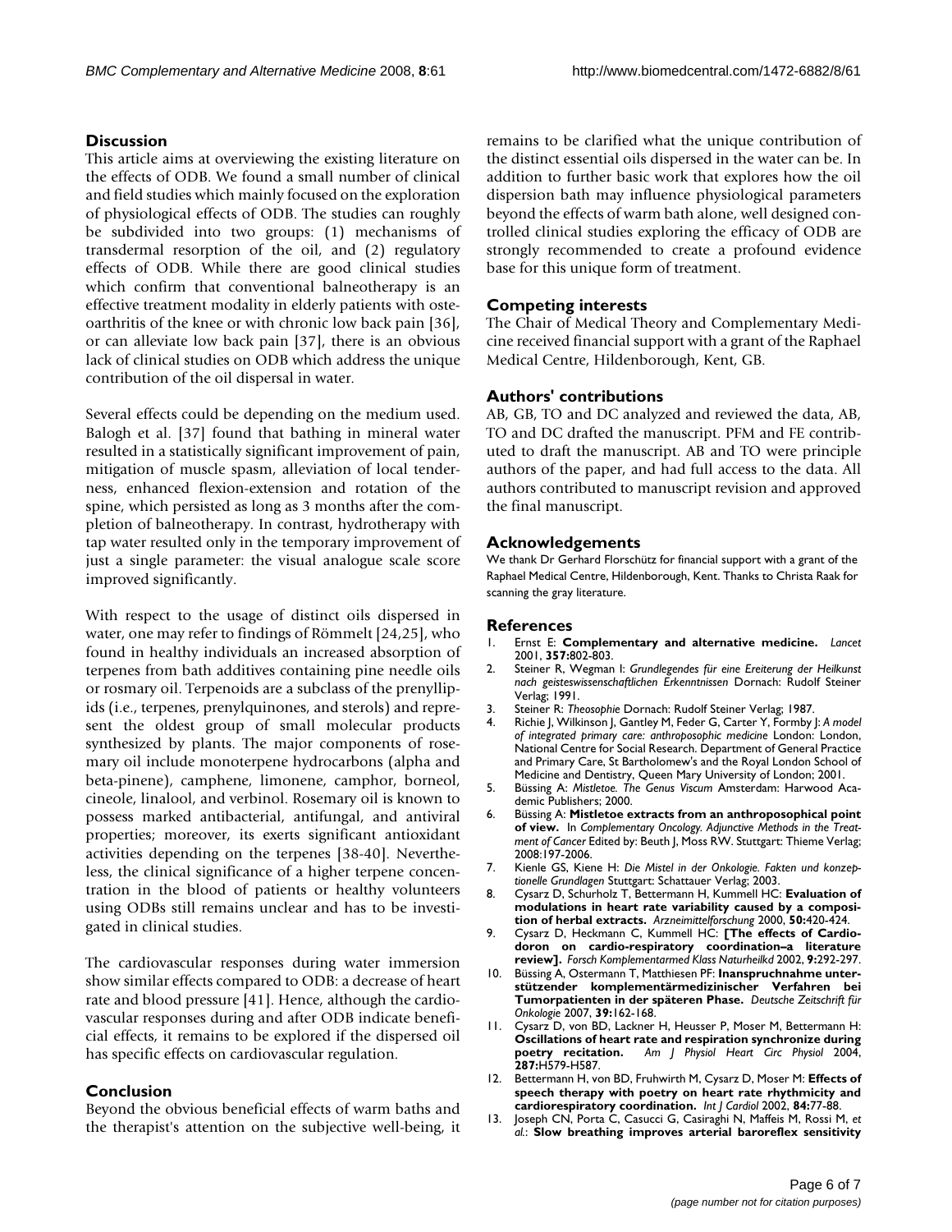## Discussion

This article aims at overviewing the existing literature on the effects of ODB. We found a small number of clinical and field studies which mainly focused on the exploration of physiological effects of ODB. The studies can roughly be subdivided into two groups: (1) mechanisms of transdermal resorption of the oil, and (2) regulatory effects of ODB. While there are good clinical studies which confirm that conventional balneotherapy is an effective treatment modality in elderly patients with osteoarthritis of the knee or with chronic low back pain [36], or can alleviate low back pain [37], there is an obvious lack of clinical studies on ODB which address the unique contribution of the oil dispersal in water.

Several effects could be depending on the medium used. Balogh et al. [37] found that bathing in mineral water resulted in a statistically significant improvement of pain, mitigation of muscle spasm, alleviation of local tenderness, enhanced flexion-extension and rotation of the spine, which persisted as long as 3 months after the completion of balneotherapy. In contrast, hydrotherapy with tap water resulted only in the temporary improvement of just a single parameter: the visual analogue scale score improved significantly.

With respect to the usage of distinct oils dispersed in water, one may refer to findings of Römmelt [24,25], who found in healthy individuals an increased absorption of terpenes from bath additives containing pine needle oils or rosmary oil. Terpenoids are a subclass of the prenyllipids (i.e., terpenes, prenylquinones, and sterols) and represent the oldest group of small molecular products synthesized by plants. The major components of rosemary oil include monoterpene hydrocarbons (alpha and beta-pinene), camphene, limonene, camphor, borneol, cineole, linalool, and verbinol. Rosemary oil is known to possess marked antibacterial, antifungal, and antiviral properties; moreover, its exerts significant antioxidant activities depending on the terpenes [38-40]. Nevertheless, the clinical significance of a higher terpene concentration in the blood of patients or healthy volunteers using ODBs still remains unclear and has to be investigated in clinical studies.

The cardiovascular responses during water immersion show similar effects compared to ODB: a decrease of heart rate and blood pressure [41]. Hence, although the cardiovascular responses during and after ODB indicate beneficial effects, it remains to be explored if the dispersed oil has specific effects on cardiovascular regulation.

## Conclusion

Beyond the obvious beneficial effects of warm baths and the therapist's attention on the subjective well-being, it remains to be clarified what the unique contribution of the distinct essential oils dispersed in the water can be. In addition to further basic work that explores how the oil dispersion bath may influence physiological parameters beyond the effects of warm bath alone, well designed controlled clinical studies exploring the efficacy of ODB are strongly recommended to create a profound evidence base for this unique form of treatment.

## Competing interests

The Chair of Medical Theory and Complementary Medicine received financial support with a grant of the Raphael Medical Centre, Hildenborough, Kent, GB.

## Authors' contributions

AB, GB, TO and DC analyzed and reviewed the data, AB, TO and DC drafted the manuscript. PFM and FE contributed to draft the manuscript. AB and TO were principle authors of the paper, and had full access to the data. All authors contributed to manuscript revision and approved the final manuscript.

## Acknowledgements

We thank Dr Gerhard Florschütz for financial support with a grant of the Raphael Medical Centre, Hildenborough, Kent. Thanks to Christa Raak for scanning the gray literature.

## References

1. Ernst E: **Complementary and alternative medicine.** *Lancet* 2001, **357:**802-803.
2. Steiner R, Wegman I: *Grundlegendes für eine Ereiterung der Heilkunst nach geisteswissenschaftlichen Erkenntnissen* Dornach: Rudolf Steiner Verlag; 1991.
3. Steiner R: *Theosophie* Dornach: Rudolf Steiner Verlag; 1987.
4. Richie J, Wilkinson J, Gantley M, Feder G, Carter Y, Formby J: *A model of integrated primary care: anthroposophic medicine* London: London, National Centre for Social Research. Department of General Practice and Primary Care, St Bartholomew's and the Royal London School of Medicine and Dentistry, Queen Mary University of London; 2001.
5. Büssing A: *Mistletoe. The Genus Viscum* Amsterdam: Harwood Academic Publishers; 2000.
6. Büssing A: **Mistletoe extracts from an anthroposophical point of view.** In *Complementary Oncology. Adjunctive Methods in the Treatment of Cancer* Edited by: Beuth J, Moss RW. Stuttgart: Thieme Verlag; 2008:197-2006.
7. Kienle GS, Kiene H: *Die Mistel in der Onkologie. Fakten und konzeptionelle Grundlagen* Stuttgart: Schattauer Verlag; 2003.
8. Cysarz D, Schurholz T, Bettermann H, Kummell HC: **Evaluation of modulations in heart rate variability caused by a composition of herbal extracts.** *Arzneimittelforschung* 2000, **50:**420-424.
9. Cysarz D, Heckmann C, Kummell HC: **[The effects of Cardiodoron on cardio-respiratory coordination–a literature review].** *Forsch Komplementarmed Klass Naturheilkd* 2002, **9:**292-297.
10. Büssing A, Ostermann T, Matthiesen PF: **Inanspruchnahme unterstützender komplementärmedizinischer Verfahren bei Tumorpatienten in der späteren Phase.** *Deutsche Zeitschrift für Onkologie* 2007, **39:**162-168.
11. Cysarz D, von BD, Lackner H, Heusser P, Moser M, Bettermann H: **Oscillations of heart rate and respiration synchronize during poetry recitation.** *Am J Physiol Heart Circ Physiol* 2004, **287:**H579-H587.
12. Bettermann H, von BD, Fruhwirth M, Cysarz D, Moser M: **Effects of speech therapy with poetry on heart rate rhythmicity and cardiorespiratory coordination.** *Int J Cardiol* 2002, **84:**77-88.
13. Joseph CN, Porta C, Casucci G, Casiraghi N, Maffeis M, Rossi M, *et al.*: **Slow breathing improves arterial baroreflex sensitivity**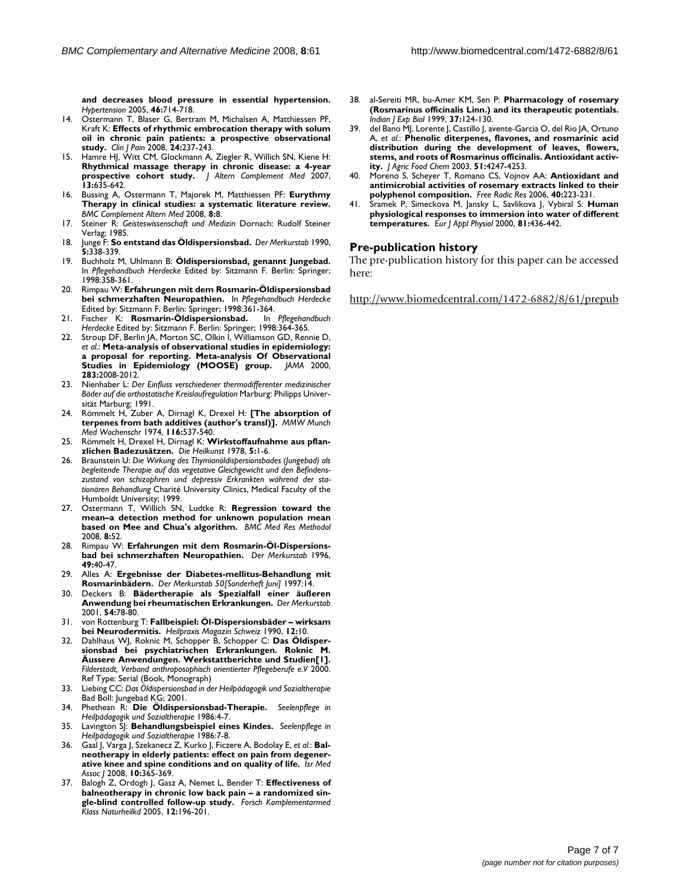and decreases blood pressure in essential hypertension. *Hypertension* 2005, **46:**714-718.

14. Ostermann T, Blaser G, Bertram M, Michalsen A, Matthiessen PF, Kraft K: **Effects of rhythmic embrocation therapy with solum oil in chronic pain patients: a prospective observational study.** *Clin J Pain* 2008, **24:**237-243.
15. Hamre HJ, Witt CM, Glockmann A, Ziegler R, Willich SN, Kiene H: **Rhythmical massage therapy in chronic disease: a 4-year prospective cohort study.** *J Altern Complement Med* 2007, **13:**635-642.
16. Bussing A, Ostermann T, Majorek M, Matthiessen PF: **Eurythmy Therapy in clinical studies: a systematic literature review.** *BMC Complement Altern Med* 2008, **8:**8.
17. Steiner R: *Geisteswissenschaft und Medizin* Dornach: Rudolf Steiner Verlag; 1985.
18. Junge F: **So entstand das Öldispersionsbad.** *Der Merkurstab* 1990, **5:**338-339.
19. Buchholz M, Uhlmann B: **Öldispersionsbad, genannt Jungebad.** In *Pflegehandbuch Herdecke* Edited by: Sitzmann F. Berlin: Springer; 1998:358-361.
20. Rimpau W: **Erfahrungen mit dem Rosmarin-Öldispersionsbad bei schmerzhaften Neuropathien.** In *Pflegehandbuch Herdecke* Edited by: Sitzmann F. Berlin: Springer; 1998:361-364.
21. Fischer K: **Rosmarin-Öldispersionsbad.** In *Pflegehandbuch Herdecke* Edited by: Sitzmann F. Berlin: Springer; 1998:364-365.
22. Stroup DF, Berlin JA, Morton SC, Olkin I, Williamson GD, Rennie D, *et al.*: **Meta-analysis of observational studies in epidemiology: a proposal for reporting. Meta-analysis Of Observational Studies in Epidemiology (MOOSE) group.** *JAMA* 2000, **283:**2008-2012.
23. Nienhaber L: *Der Einfluss verschiedener thermodifferenter medizinischer Bäder auf die orthostatische Kreislaufregulation* Marburg: Philipps Universität Marburg; 1991.
24. Römmelt H, Zuber A, Dirnagl K, Drexel H: **[The absorption of terpenes from bath additives (author's transl)].** *MMW Munch Med Wochenschr* 1974, **116:**537-540.
25. Römmelt H, Drexel H, Dirnagl K: **Wirkstoffaufnahme aus pflanzlichen Badezusätzen.** *Die Heilkunst* 1978, **5:**1-6.
26. Braunstein U: *Die Wirkung des Thymianöldispersionsbades (Jungebad) als begleitende Therapie auf das vegetative Gleichgewicht und den Befindenszustand von schizophren und depressiv Erkrankten während der stationären Behandlung* Charité University Clinics, Medical Faculty of the Humboldt University; 1999.
27. Ostermann T, Willich SN, Ludtke R: **Regression toward the mean–a detection method for unknown population mean based on Mee and Chua's algorithm.** *BMC Med Res Methodol* 2008, **8:**52.
28. Rimpau W: **Erfahrungen mit dem Rosmarin-Öl-Dispersionsbad bei schmerzhaften Neuropathien.** *Der Merkurstab* 1996, **49:**40-47.
29. Alles A: **Ergebnisse der Diabetes-mellitus-Behandlung mit Rosmarinbädern.** *Der Merkurstab 50[Sonderheft Juni]* 1997:14.
30. Deckers B: **Bädertherapie als Spezialfall einer äußeren Anwendung bei rheumatischen Erkrankungen.** *Der Merkurstab* 2001, **54:**78-80.
31. von Rottenburg T: **Fallbeispiel: Öl-Dispersionsbäder – wirksam bei Neurodermitis.** *Heilpraxis Magazin Schweiz* 1990, **12:**10.
32. Dahlhaus WJ, Roknic M, Schopper B, Schopper C: **Das Öldispersionsbad bei psychiatrischen Erkrankungen. Roknic M. Äussere Anwendungen. Werkstattberichte und Studien[1].** *Filderstadt, Verband anthroposophisch orientierter Pflegeberufe e.V* 2000. Ref Type: Serial (Book, Monograph)
33. Liebing CC: *Das Öldispersionsbad in der Heilpädagogik und Sozialtherapie* Bad Boll: Jungebad KG; 2001.
34. Phethean R: **Die Öldispersionsbad-Therapie.** *Seelenpflege in Heilpädagogik und Sozialtherapie* 1986:4-7.
35. Lavington SJ: **Behandlungsbeispiel eines Kindes.** *Seelenpflege in Heilpädagogik und Sozialtherapie* 1986:7-8.
36. Gaal J, Varga J, Szekanecz Z, Kurko J, Ficzere A, Bodolay E, *et al.*: **Balneotherapy in elderly patients: effect on pain from degenerative knee and spine conditions and on quality of life.** *Isr Med Assoc J* 2008, **10:**365-369.
37. Balogh Z, Ordogh J, Gasz A, Nemet L, Bender T: **Effectiveness of balneotherapy in chronic low back pain – a randomized single-blind controlled follow-up study.** *Forsch Komplementarmed Klass Naturheilkd* 2005, **12:**196-201.
38. al-Sereiti MR, bu-Amer KM, Sen P: **Pharmacology of rosemary (Rosmarinus officinalis Linn.) and its therapeutic potentials.** *Indian J Exp Biol* 1999, **37:**124-130.
39. del Bano MJ, Lorente J, Castillo J, avente-Garcia O, del Rio JA, Ortuno A, *et al.*: **Phenolic diterpenes, flavones, and rosmarinic acid distribution during the development of leaves, flowers, stems, and roots of Rosmarinus officinalis. Antioxidant activity.** *J Agric Food Chem* 2003, **51:**4247-4253.
40. Moreno S, Scheyer T, Romano CS, Vojnov AA: **Antioxidant and antimicrobial activities of rosemary extracts linked to their polyphenol composition.** *Free Radic Res* 2006, **40:**223-231.
41. Sramek P, Simeckova M, Jansky L, Savlikova J, Vybiral S: **Human physiological responses to immersion into water of different temperatures.** *Eur J Appl Physiol* 2000, **81:**436-442.

## Pre-publication history

The pre-publication history for this paper can be accessed here:

http://www.biomedcentral.com/1472-6882/8/61/prepub